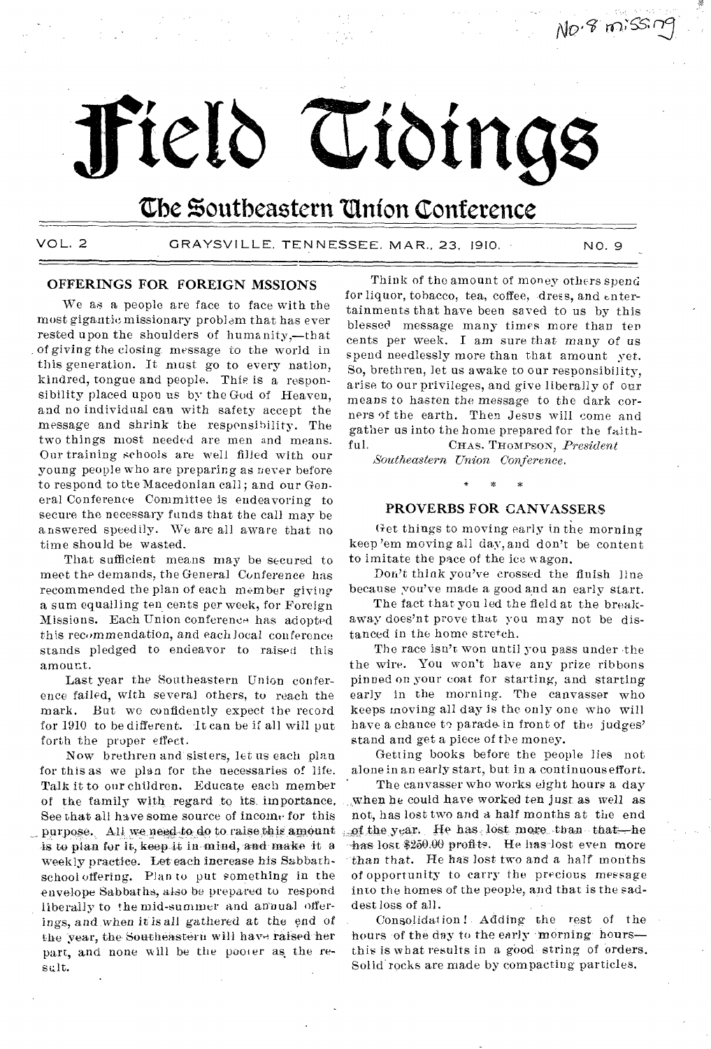No. 8 missing

# Field Tidings

## The Southeastern Union Conference

VOL. 2 GRAYSVILLE, TENNESSEE, MAR., 23, 1910. NO. 9

### OFFERINGS FOR FOREIGN MSSIONS

We as a people are face to face with the most gigantic missionary problem that has ever rested upon the shoulders of humanity,—that of giving the closing message to the world in this generation. It must go to every nation, kindred, tongue and people. This is a responsibility placed upon us by the God of Heaven, and no individual can with safety accept the message and shrink the responsibility. The two things most needed are men and means. Our training schools are well filled with our young people who are preparing as never before to respond to the Macedonian call; and our General Conference Committee is endeavoring to secure the necessary funds that the call may be answered speedily. We are all aware that no time should be wasted.

That sufficient means may be secured to meet the demands, the General Conference has recommended the plan of each member giving a sum equalling ten cents per week, for Foreign Missions. Each Union conference has adopted this recommendation, and each local conference stands pledged to endeavor to raised this amount.

Last year the Southeastern Union conference failed, with several others, to reach the mark. But we confidently expect the record for 1910 to be different. It can be if all will put forth the proper effect.

Now brethren and sisters, let us each plan for this as we plan for the necessaries of life. Talk it to our children. Educate each member of the family with regard to its importance. See that all have some source of income for this purpose. All we need to do to raise this amount is to plan for it, keep it in mind, and make it a weekly practice. Let each increase his Sabbath-school offering. Plan to put something in the envelope Sabbaths, also be prepared to respond liberally to the mid-summer and annual offerings, and when it is all gathered at the end of the year, the Southeastern will have raised her part, and none will be the pooier as the result.

Think of the amount of money others spend for liquor, tobacco, tea, coffee, dress, and entertainments that have been saved to us by this blessed message many times more than ten cents per week. I am sure that many of us spend needlessly more than that amount yet. So, brethren, let us awake to our responsibility, arise to our privileges, and give liberally of our means to hasten the message to the dark corners of the earth. Then Jesus will come and gather us into the home prepared for the faithful.

CHAS. THOMPSON, *President Southeastern Union Conference.*

\* \* \*

### PROVERBS FOR CANVASSERS

Get things to moving early in the morning keep 'em moving all day, and don't be content to imitate the pace of the ice wagon.

Don't think you've crossed the finish line because you've made a good and an early start.

The fact that you led the field at the breakaway does'nt prove that you may not be distanced in the home stretch.

The race isn't won until you pass under the the wire. You won't have any prize ribbons pinned on your coat for starting, and starting early in the morning. The canvasser who keeps moving all day is the only one who will have a chance to parade in front of the judges' stand and get a piece of the money.

Getting books before the people lies not alone in an early start, but in a continuous effort.

The canvasser who works eight hours a day when he could have worked ten just as well as not, has lost two and a half months at the end of the year. He has lost more than that—he has lost $250.00 profits. He has lost even more than that. He has lost two and a half months of opportunity to carry the precious message into the homes of the people, and that is the saddest loss of all.

Consolidation! Adding the rest of the hours of the day to the early morning hours—this is what results in a good string of orders. Solid rocks are made by compacting particles.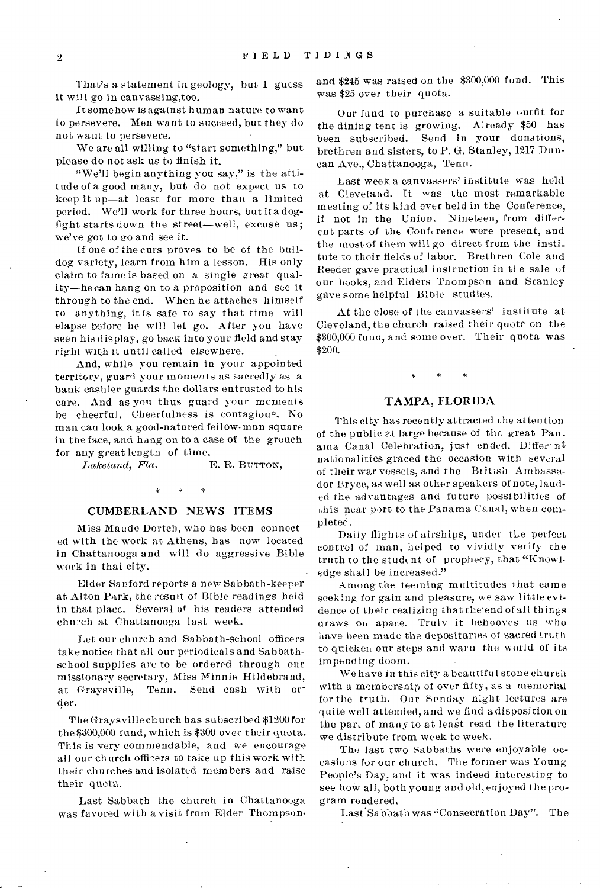That's a statement in geology, but I guess it will go in canvassing, too.

It somehow is against human nature to want to persevere. Men want to succeed, but they do not want to persevere.

We are all willing to "start something," but please do not ask us to finish it.

"We'll begin anything you say," is the attitude of a good many, but do not expect us to keep it up—at least for more than a limited period. We'll work for three hours, but if a dog-fight starts down the street—well, excuse us; we've got to go and see it.

If one of the curs proves to be of the bull-dog variety, learn from him a lesson. His only claim to fame is based on a single great quality—he can hang on to a proposition and see it through to the end. When he attaches himself to anything, it is safe to say that time will elapse before he will let go. After you have seen his display, go back into your field and stay right with it until called elsewhere.

And, while you remain in your appointed territory, guard your moments as sacredly as a bank cashier guards the dollars entrusted to his care. And as you thus guard your moments be cheerful. Cheerfulness is contagious. No man can look a good-natured fellow-man square in the face, and hang on to a case of the grouch for any great length of time.

*Lakeland, Fla.* E. R. BUTTON,

\* \* \*

## CUMBERLAND NEWS ITEMS

Miss Maude Dortch, who has been connected with the work at Athens, has now located in Chattanooga and will do aggressive Bible work in that city.

Elder Sanford reports a new Sabbath-keeper at Alton Park, the result of Bible readings held in that place. Several of his readers attended church at Chattanooga last week.

Let our church and Sabbath-school officers take notice that all our periodicals and Sabbath-school supplies are to be ordered through our missionary secretary, Miss Minnie Hildebrand, at Graysville, Tenn. Send cash with order.

The Graysville church has subscribed $1200 for the $300,000 fund, which is $300 over their quota. This is very commendable, and we encourage all our church officers to take up this work with their churches and isolated members and raise their quota.

Last Sabbath the church in Chattanooga was favored with a visit from Elder Thompson, and $245 was raised on the $300,000 fund. This was $25 over their quota.

Our fund to purchase a suitable outfit for the dining tent is growing. Already $50 has been subscribed. Send in your donations, brethren and sisters, to P. G. Stanley, 1217 Duncan Ave., Chattanooga, Tenn.

Last week a canvassers' institute was held at Cleveland. It was the most remarkable meeting of its kind ever held in the Conference, if not in the Union. Nineteen, from different parts of the Conference were present, and the most of them will go direct from the institute to their fields of labor. Brethren Cole and Reeder gave practical instruction in the sale of our books, and Elders Thompson and Stanley gave some helpful Bible studies.

At the close of the canvassers' institute at Cleveland, the church raised their quota on the $300,000 fund, and some over. Their quota was $200.

\* \* \*

## TAMPA, FLORIDA

This city has recently attracted the attention of the public at large because of the great Panama Canal Celebration, just ended. Different nationalities graced the occasion with several of their war vessels, and the British Ambassador Bryce, as well as other speakers of note, lauded the advantages and future possibilities of this near port to the Panama Canal, when completed.

Daily flights of airships, under the perfect control of man, helped to vividly verify the truth to the student of prophecy, that "Knowledge shall be increased."

Among the teeming multitudes that came seeking for gain and pleasure, we saw little evidence of their realizing that the end of all things draws on apace. Truly it behooves us who have been made the depositaries of sacred truth to quicken our steps and warn the world of its impending doom.

We have in this city a beautiful stone church with a membership of over fifty, as a memorial for the truth. Our Sunday night lectures are quite well attended, and we find a disposition on the part of many to at least read the literature we distribute from week to week.

The last two Sabbaths were enjoyable occasions for our church. The former was Young People's Day, and it was indeed interesting to see how all, both young and old, enjoyed the program rendered.

Last Sabbath was "Consecration Day". The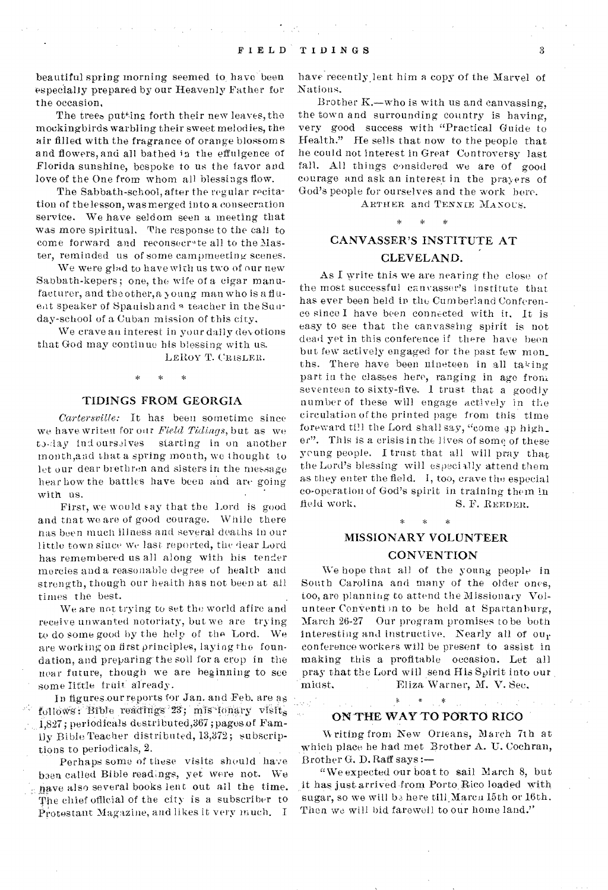beautiful spring morning seemed to have been especially prepared by our Heavenly Father for the occasion,

The trees putting forth their new leaves, the mockingbirds warbling their sweet melodies, the air filled with the fragrance of orange blossoms and flowers, and all bathed in the effulgence of Florida sunshine, bespoke to us the favor and love of the One from whom all blessings flow.

The Sabbath-school, after the regular recitation of the lesson, was merged into a consecration service. We have seldom seen a meeting that was more spiritual. The response to the call to come forward and reconsecrate all to the Master, reminded us of some campmeeting scenes.

We were glad to have with us two of our new Sabbath-kepers; one, the wife of a cigar manufacturer, and the other, a young man who is a fluent speaker of Spanish and a teacher in the Sunday-school of a Cuban mission of this city.

We crave an interest in your daily devotions that God may continue his blessing with us.

LEROY T. CRISLER.

\* \* \*

## TIDINGS FROM GEORGIA

*Cartersville:* It has been sometime since we have writen for our *Field Tidings*, but as we to-day find ourselves starting in on another month, and that a spring month, we thought to let our dear brethren and sisters in the message hear how the battles have been and are going with us.

First, we would say that the Lord is good and that we are of good courage. While there has been much illness and several deaths in our little town since we last reported, the dear Lord has remembered us all along with his tender mercies and a reasonable degree of health and strength, though our health has not been at all times the best.

We are not trying to set the world afire and receive unwanted notoriaty, but we are trying to do some good by the help of the Lord. We are working on first principles, laying the foundation, and preparing the soil for a crop in the near future, though we are beginning to see some little fruit already.

In figures our reports for Jan. and Feb. are as follows: Bible readings 23; missionary visits 1,827; periodicals destributed, 367; pages of Family Bible Teacher distributed, 13,372; subscriptions to periodicals, 2.

Perhaps some of these visits should have been called Bible readings, yet were not. We have also several books lent out all the time. The chief official of the city is a subscriber to Protestant Magazine, and likes it very much. I have recently lent him a copy of the Marvel of Nations.

Brother K.—who is with us and canvassing, the town and surrounding country is having, very good success with "Practical Guide to Health." He sells that now to the people that he could not interest in Great Controversy last fall. All things considered we are of good courage and ask an interest in the prayers of God's people for ourselves and the work here.

ARTHER and TENNIE MANOUS.

\* \* \*

## CANVASSER'S INSTITUTE AT CLEVELAND.

As I write this we are nearing the close of the most successful canvasser's institute that has ever been held in the Cumberland Conference since I have been connected with it. It is easy to see that the canvassing spirit is not dead yet in this conference if there have been but few actively engaged for the past few months. There have been nineteen in all taking part in the classes here, ranging in age from seventeen to sixty-five. I trust that a goodly number of these will engage actively in the circulation of the printed page from this time foreward till the Lord shall say, "come up higher". This is a crisis in the lives of some of these young people. I trust that all will pray that the Lord's blessing will especially attend them as they enter the field. I, too, crave the especial co-operation of God's spirit in training them in field work.

S. F. REEDER.

\* \* \*

## MISSIONARY VOLUNTEER CONVENTION

We hope that all of the young people in South Carolina and many of the older ones, too, are planning to attend the Missionary Volunteer Convention to be held at Spartanburg, March 26-27 Our program promises to be both interesting and instructive. Nearly all of our conference workers will be present to assist in making this a profitable occasion. Let all pray that the Lord will send His Spirit into our midst.

Eliza Warner, M. V. Sec.

\* \* \*

## ON THE WAY TO PORTO RICO

Writing from New Orleans, March 7th at which place he had met Brother A. U. Cochran, Brother G. D. Raff says:—

"We expected our boat to sail March 8, but it has just arrived from Porto Rico loaded with sugar, so we will be here till March 15th or 16th. Then we will bid farewell to our home land."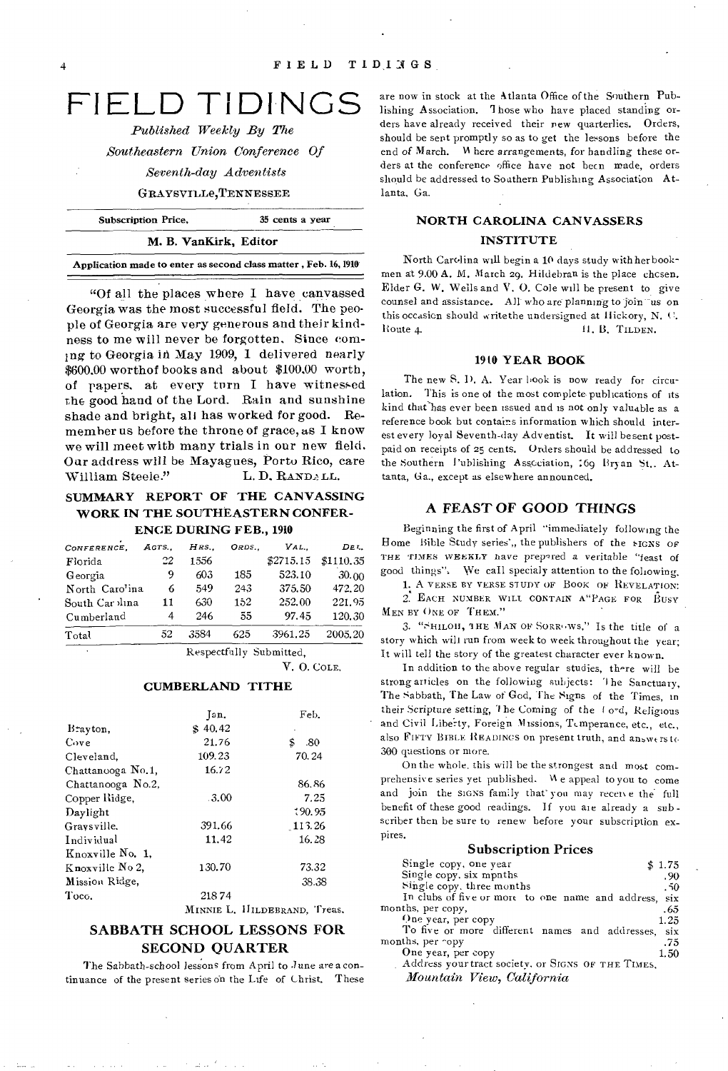# FIELD TIDINGS

*Published Weekly By The*

*Southeastern Union Conference Of*

*Seventh-day Adventists*

GRAYSVILLE, TENNESSEE

Subscription Price, 35 cents a year

**M. B. VanKirk, Editor**

**Application made to enter as second class matter, Feb. 16, 1910**

"Of all the places where I have canvassed Georgia was the most successful field. The people of Georgia are very generous and their kindness to me will never be forgotten. Since coming to Georgia in May 1909, I delivered nearly $600.00 worthof books and about $100.00 worth, of papers. at every turn I have witnessed the good hand of the Lord. Rain and sunshine shade and bright, all has worked for good. Remember us before the throne of grace, as I know we will meet with many trials in our new field. Our address will be Mayagues, Porto Rico, care William Steele." L. D. RANDALL.

## SUMMARY REPORT OF THE CANVASSING WORK IN THE SOUTHEASTERN CONFERENCE DURING FEB., 1910

| CONFERENCE, | AGTS., | HRS., | ORDS., | VAL., | DEL. |
|---|---|---|---|---|---|
| Florida | 22 | 1556 | | $2715.15 | $1110.35 |
| Georgia | 9 | 603 | 185 | 523.10 | 30.00 |
| North Carolina | 6 | 549 | 243 | 375.50 | 472.20 |
| South Carolina | 11 | 630 | 152 | 252.00 | 221.95 |
| Cumberland | 4 | 246 | 55 | 97.45 | 120.30 |
| Total | 52 | 3584 | 625 | 3961.25 | 2005.20 |

Respectfully Submitted,

V. O. COLE.

## CUMBERLAND TITHE

| | Jan. | Feb. |
|---|---|---|
| Brayton, | $ 40.42 | |
| Cove | 21.76 | $ .80 |
| Cleveland, | 109.23 | 70.24 |
| Chattanooga No.1, | 16.72 | |
| Chattanooga No.2, | | 86.86 |
| Copper Ridge, | 3.00 | 7.25 |
| Daylight | | 190.95 |
| Graysville. | 391.66 | 113.26 |
| Individual | 11.42 | 16.28 |
| Knoxville No. 1, | | |
| Knoxville No 2, | 130.70 | 73.32 |
| Mission Ridge, | | 38.38 |
| Toco. | 218 74 | |

MINNIE L. HILDEBRAND, Treas.

## SABBATH SCHOOL LESSONS FOR SECOND QUARTER

The Sabbath-school lessons from April to June are a continuance of the present series on the Life of Christ. These are now in stock at the Atlanta Office of the Southern Publishing Association. Those who have placed standing orders have already received their new quarterlies. Orders, should be sent promptly so as to get the lessons before the end of March. Where arrangements, for handling these orders at the conference office have not been made, orders should be addressed to Southern Publishing Association Atlanta, Ga.

## NORTH CAROLINA CANVASSERS INSTITUTE

North Carolina will begin a 10 days study with her bookmen at 9.00 A. M. March 29. Hildebran is the place chosen. Elder G. W. Wells and V. O. Cole will be present to give counsel and assistance. All who are planning to join us on this occasion should write the undersigned at Hickory, N. C. Route 4. H. B. TILDEN.

## 1910 YEAR BOOK

The new S. D. A. Year book is now ready for circulation. This is one of the most complete publications of its kind that has ever been issued and is not only valuable as a reference book but contains information which should interest every loyal Seventh-day Adventist. It will be sent postpaid on receipts of 25 cents. Orders should be addressed to the Southern Publishing Association, 169 Bryan St.. Attanta, Ga., except as elsewhere announced.

## A FEAST OF GOOD THINGS

Beginning the first of April "immediately following the Home Bible Study series", the publishers of the SIGNS OF THE TIMES WEEKLY have prepared a veritable "feast of good things". We call specialy attention to the following.

1. A VERSE BY VERSE STUDY OF BOOK OF REVELATION:

2. EACH NUMBER WILL CONTAIN A "PAGE FOR BUSY MEN BY ONE OF THEM."

3. "SHILOH, THE MAN OF SORROWS," Is the title of a story which will run from week to week throughout the year; It will tell the story of the greatest character ever known.

In addition to the above regular studies, there will be strong articles on the following subjects: The Sanctuary, The Sabbath, The Law of God, The Signs of the Times, in their Scripture setting, The Coming of the Lord, Religious and Civil Liberty, Foreign Missions, Temperance, etc., etc., also FIFTY BIBLE READINGS on present truth, and answers to 300 questions or more.

On the whole, this will be the strongest and most comprehensive series yet published. We appeal to you to come and join the SIGNS family that you may receive the full benefit of these good readings. If you are already a subscriber then be sure to renew before your subscription expires.

### Subscription Prices

| | |
|---|---|
| Single copy, one year | $ 1.75 |
| Single copy, six months | .90 |
| Single copy, three months | .50 |
| In clubs of five or more to one name and address, six months, per copy, | .65 |
| One year, per copy | 1.25 |
| To five or more different names and addresses, six months, per copy | .75 |
| One year, per copy | 1.50 |

Address your tract society, or SIGNS OF THE TIMES,

*Mountain View, California*